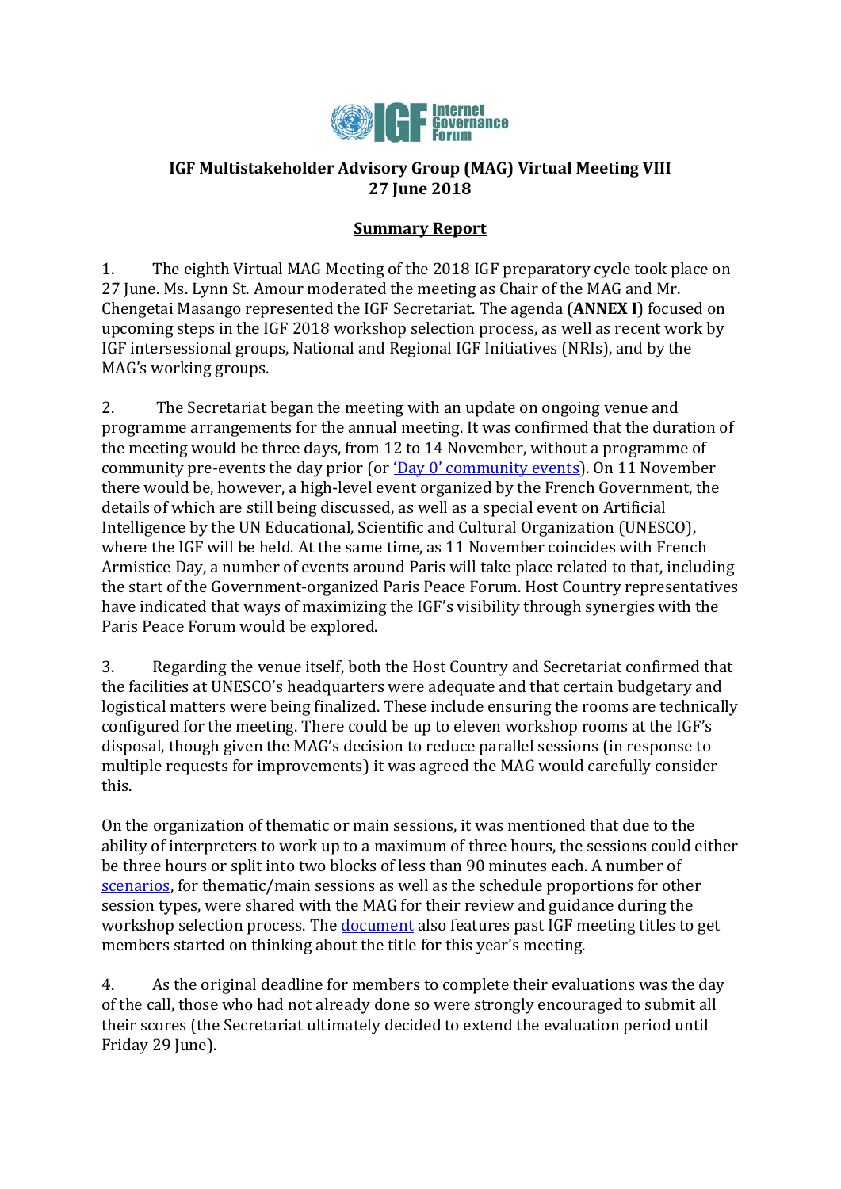**IGF Multistakeholder Advisory Group (MAG) Virtual Meeting VIII**
**27 June 2018**

**Summary Report**

1. The eighth Virtual MAG Meeting of the 2018 IGF preparatory cycle took place on 27 June. Ms. Lynn St. Amour moderated the meeting as Chair of the MAG and Mr. Chengetai Masango represented the IGF Secretariat. The agenda (**ANNEX I**) focused on upcoming steps in the IGF 2018 workshop selection process, as well as recent work by IGF intersessional groups, National and Regional IGF Initiatives (NRIs), and by the MAG's working groups.

2. The Secretariat began the meeting with an update on ongoing venue and programme arrangements for the annual meeting. It was confirmed that the duration of the meeting would be three days, from 12 to 14 November, without a programme of community pre-events the day prior (or 'Day 0' community events). On 11 November there would be, however, a high-level event organized by the French Government, the details of which are still being discussed, as well as a special event on Artificial Intelligence by the UN Educational, Scientific and Cultural Organization (UNESCO), where the IGF will be held. At the same time, as 11 November coincides with French Armistice Day, a number of events around Paris will take place related to that, including the start of the Government-organized Paris Peace Forum. Host Country representatives have indicated that ways of maximizing the IGF's visibility through synergies with the Paris Peace Forum would be explored.

3. Regarding the venue itself, both the Host Country and Secretariat confirmed that the facilities at UNESCO's headquarters were adequate and that certain budgetary and logistical matters were being finalized. These include ensuring the rooms are technically configured for the meeting. There could be up to eleven workshop rooms at the IGF's disposal, though given the MAG's decision to reduce parallel sessions (in response to multiple requests for improvements) it was agreed the MAG would carefully consider this.

On the organization of thematic or main sessions, it was mentioned that due to the ability of interpreters to work up to a maximum of three hours, the sessions could either be three hours or split into two blocks of less than 90 minutes each. A number of scenarios, for thematic/main sessions as well as the schedule proportions for other session types, were shared with the MAG for their review and guidance during the workshop selection process. The document also features past IGF meeting titles to get members started on thinking about the title for this year's meeting.

4. As the original deadline for members to complete their evaluations was the day of the call, those who had not already done so were strongly encouraged to submit all their scores (the Secretariat ultimately decided to extend the evaluation period until Friday 29 June).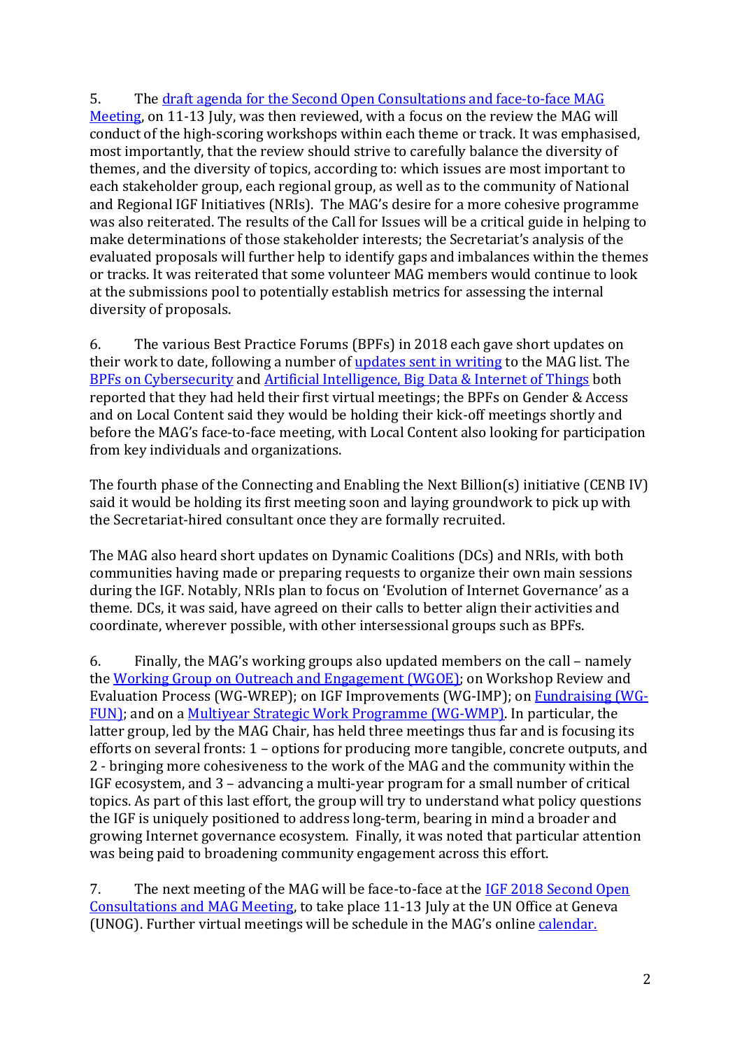5. The draft agenda for the Second Open Consultations and face-to-face MAG Meeting, on 11-13 July, was then reviewed, with a focus on the review the MAG will conduct of the high-scoring workshops within each theme or track. It was emphasised, most importantly, that the review should strive to carefully balance the diversity of themes, and the diversity of topics, according to: which issues are most important to each stakeholder group, each regional group, as well as to the community of National and Regional IGF Initiatives (NRIs). The MAG's desire for a more cohesive programme was also reiterated. The results of the Call for Issues will be a critical guide in helping to make determinations of those stakeholder interests; the Secretariat's analysis of the evaluated proposals will further help to identify gaps and imbalances within the themes or tracks. It was reiterated that some volunteer MAG members would continue to look at the submissions pool to potentially establish metrics for assessing the internal diversity of proposals.

6. The various Best Practice Forums (BPFs) in 2018 each gave short updates on their work to date, following a number of updates sent in writing to the MAG list. The BPFs on Cybersecurity and Artificial Intelligence, Big Data & Internet of Things both reported that they had held their first virtual meetings; the BPFs on Gender & Access and on Local Content said they would be holding their kick-off meetings shortly and before the MAG's face-to-face meeting, with Local Content also looking for participation from key individuals and organizations.

The fourth phase of the Connecting and Enabling the Next Billion(s) initiative (CENB IV) said it would be holding its first meeting soon and laying groundwork to pick up with the Secretariat-hired consultant once they are formally recruited.

The MAG also heard short updates on Dynamic Coalitions (DCs) and NRIs, with both communities having made or preparing requests to organize their own main sessions during the IGF. Notably, NRIs plan to focus on 'Evolution of Internet Governance' as a theme. DCs, it was said, have agreed on their calls to better align their activities and coordinate, wherever possible, with other intersessional groups such as BPFs.

6. Finally, the MAG's working groups also updated members on the call – namely the Working Group on Outreach and Engagement (WGOE); on Workshop Review and Evaluation Process (WG-WREP); on IGF Improvements (WG-IMP); on Fundraising (WG-FUN); and on a Multiyear Strategic Work Programme (WG-WMP). In particular, the latter group, led by the MAG Chair, has held three meetings thus far and is focusing its efforts on several fronts: 1 – options for producing more tangible, concrete outputs, and 2 - bringing more cohesiveness to the work of the MAG and the community within the IGF ecosystem, and 3 – advancing a multi-year program for a small number of critical topics. As part of this last effort, the group will try to understand what policy questions the IGF is uniquely positioned to address long-term, bearing in mind a broader and growing Internet governance ecosystem. Finally, it was noted that particular attention was being paid to broadening community engagement across this effort.

7. The next meeting of the MAG will be face-to-face at the IGF 2018 Second Open Consultations and MAG Meeting, to take place 11-13 July at the UN Office at Geneva (UNOG). Further virtual meetings will be schedule in the MAG's online calendar.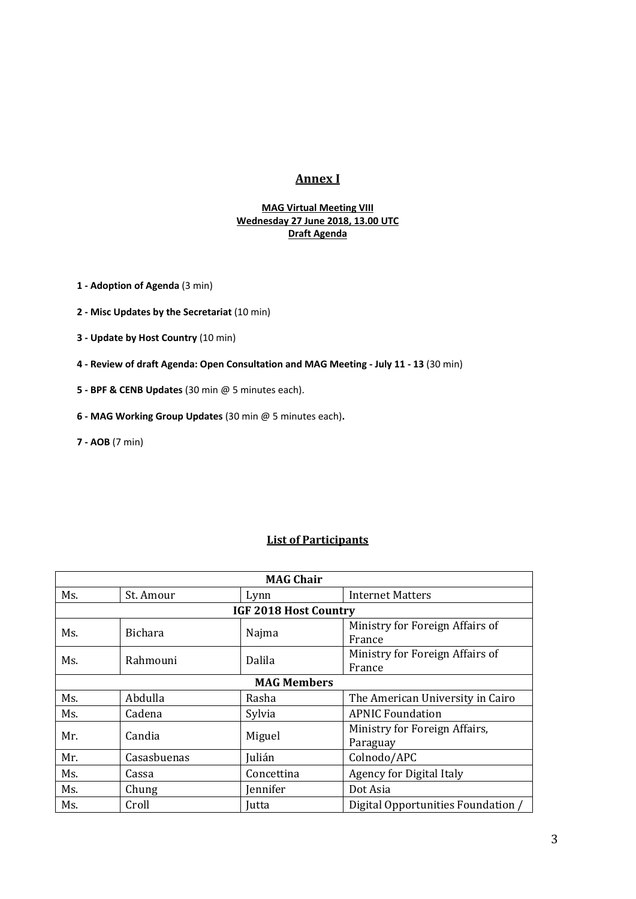## Annex I

**MAG Virtual Meeting VIII**
**Wednesday 27 June 2018, 13.00 UTC**
**Draft Agenda**

**1 - Adoption of Agenda** (3 min)

**2 - Misc Updates by the Secretariat** (10 min)

**3 - Update by Host Country** (10 min)

**4 - Review of draft Agenda: Open Consultation and MAG Meeting - July 11 - 13** (30 min)

**5 - BPF & CENB Updates** (30 min @ 5 minutes each).

**6 - MAG Working Group Updates** (30 min @ 5 minutes each)**.**

**7 - AOB** (7 min)

## List of Participants

| MAG Chair | | | |
|---|---|---|---|
| Ms. | St. Amour | Lynn | Internet Matters |
| **IGF 2018 Host Country** | | | |
| Ms. | Bichara | Najma | Ministry for Foreign Affairs of France |
| Ms. | Rahmouni | Dalila | Ministry for Foreign Affairs of France |
| **MAG Members** | | | |
| Ms. | Abdulla | Rasha | The American University in Cairo |
| Ms. | Cadena | Sylvia | APNIC Foundation |
| Mr. | Candia | Miguel | Ministry for Foreign Affairs, Paraguay |
| Mr. | Casasbuenas | Julián | Colnodo/APC |
| Ms. | Cassa | Concettina | Agency for Digital Italy |
| Ms. | Chung | Jennifer | Dot Asia |
| Ms. | Croll | Jutta | Digital Opportunities Foundation / |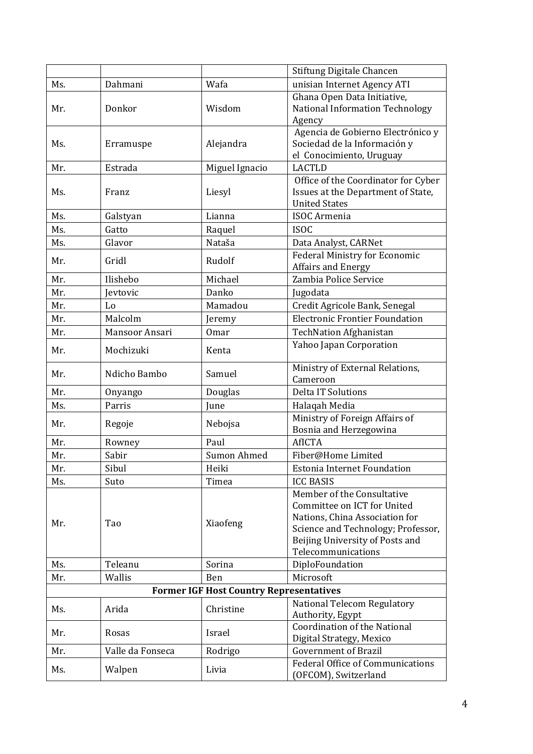| | | | Stiftung Digitale Chancen |
|---|---|---|---|
| Ms. | Dahmani | Wafa | unisian Internet Agency ATI |
| Mr. | Donkor | Wisdom | Ghana Open Data Initiative, National Information Technology Agency |
| Ms. | Erramuspe | Alejandra | Agencia de Gobierno Electrónico y Sociedad de la Información y el Conocimiento, Uruguay |
| Mr. | Estrada | Miguel Ignacio | LACTLD |
| Ms. | Franz | Liesyl | Office of the Coordinator for Cyber Issues at the Department of State, United States |
| Ms. | Galstyan | Lianna | ISOC Armenia |
| Ms. | Gatto | Raquel | ISOC |
| Ms. | Glavor | Nataša | Data Analyst, CARNet |
| Mr. | Gridl | Rudolf | Federal Ministry for Economic Affairs and Energy |
| Mr. | Ilishebo | Michael | Zambia Police Service |
| Mr. | Jevtovic | Danko | Jugodata |
| Mr. | Lo | Mamadou | Credit Agricole Bank, Senegal |
| Mr. | Malcolm | Jeremy | Electronic Frontier Foundation |
| Mr. | Mansoor Ansari | Omar | TechNation Afghanistan |
| Mr. | Mochizuki | Kenta | Yahoo Japan Corporation |
| Mr. | Ndicho Bambo | Samuel | Ministry of External Relations, Cameroon |
| Mr. | Onyango | Douglas | Delta IT Solutions |
| Ms. | Parris | June | Halaqah Media |
| Mr. | Regoje | Nebojsa | Ministry of Foreign Affairs of Bosnia and Herzegowina |
| Mr. | Rowney | Paul | AfICTA |
| Mr. | Sabir | Sumon Ahmed | Fiber@Home Limited |
| Mr. | Sibul | Heiki | Estonia Internet Foundation |
| Ms. | Suto | Timea | ICC BASIS |
| Mr. | Tao | Xiaofeng | Member of the Consultative Committee on ICT for United Nations, China Association for Science and Technology; Professor, Beijing University of Posts and Telecommunications |
| Ms. | Teleanu | Sorina | DiploFoundation |
| Mr. | Wallis | Ben | Microsoft |
| **Former IGF Host Country Representatives** | | | |
| Ms. | Arida | Christine | National Telecom Regulatory Authority, Egypt |
| Mr. | Rosas | Israel | Coordination of the National Digital Strategy, Mexico |
| Mr. | Valle da Fonseca | Rodrigo | Government of Brazil |
| Ms. | Walpen | Livia | Federal Office of Communications (OFCOM), Switzerland |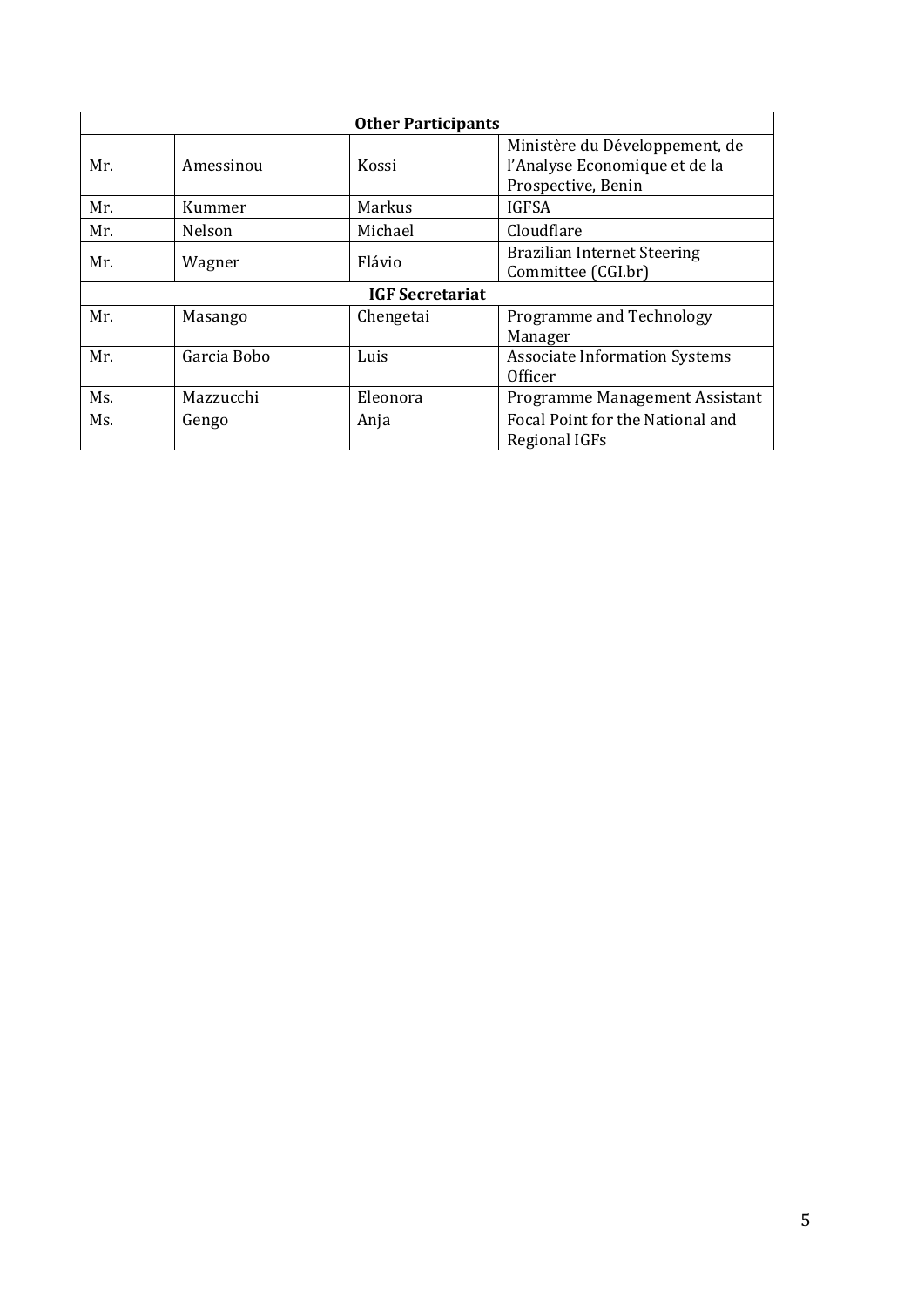| | | | |
|---|---|---|---|
| **Other Participants** | | | |
| Mr. | Amessinou | Kossi | Ministère du Développement, de l'Analyse Economique et de la Prospective, Benin |
| Mr. | Kummer | Markus | IGFSA |
| Mr. | Nelson | Michael | Cloudflare |
| Mr. | Wagner | Flávio | Brazilian Internet Steering Committee (CGI.br) |
| **IGF Secretariat** | | | |
| Mr. | Masango | Chengetai | Programme and Technology Manager |
| Mr. | Garcia Bobo | Luis | Associate Information Systems Officer |
| Ms. | Mazzucchi | Eleonora | Programme Management Assistant |
| Ms. | Gengo | Anja | Focal Point for the National and Regional IGFs |